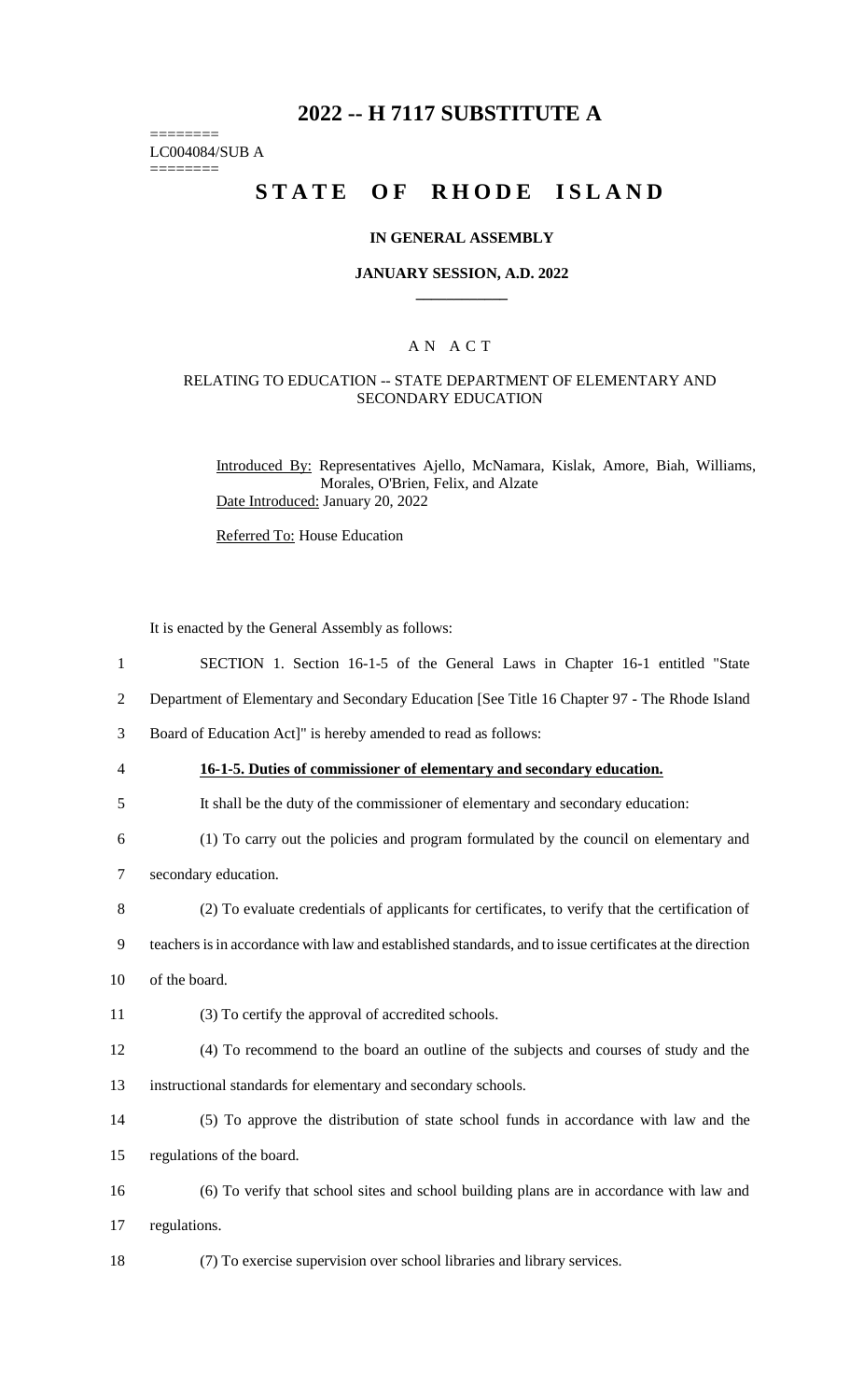# 2022 -- H 7117 SUBSTITUTE A

========
LC004084/SUB A
========

# STATE OF RHODE ISLAND

### IN GENERAL ASSEMBLY

### JANUARY SESSION, A.D. 2022

## A N A C T

### RELATING TO EDUCATION -- STATE DEPARTMENT OF ELEMENTARY AND SECONDARY EDUCATION

Introduced By: Representatives Ajello, McNamara, Kislak, Amore, Biah, Williams, Morales, O'Brien, Felix, and Alzate

Date Introduced: January 20, 2022

Referred To: House Education

It is enacted by the General Assembly as follows:

1 SECTION 1. Section 16-1-5 of the General Laws in Chapter 16-1 entitled "State
2 Department of Elementary and Secondary Education [See Title 16 Chapter 97 - The Rhode Island
3 Board of Education Act]" is hereby amended to read as follows:

4 **16-1-5. Duties of commissioner of elementary and secondary education.**

5 It shall be the duty of the commissioner of elementary and secondary education:

6 (1) To carry out the policies and program formulated by the council on elementary and
7 secondary education.

8 (2) To evaluate credentials of applicants for certificates, to verify that the certification of
9 teachers is in accordance with law and established standards, and to issue certificates at the direction
10 of the board.

11 (3) To certify the approval of accredited schools.

12 (4) To recommend to the board an outline of the subjects and courses of study and the
13 instructional standards for elementary and secondary schools.

14 (5) To approve the distribution of state school funds in accordance with law and the
15 regulations of the board.

16 (6) To verify that school sites and school building plans are in accordance with law and
17 regulations.

18 (7) To exercise supervision over school libraries and library services.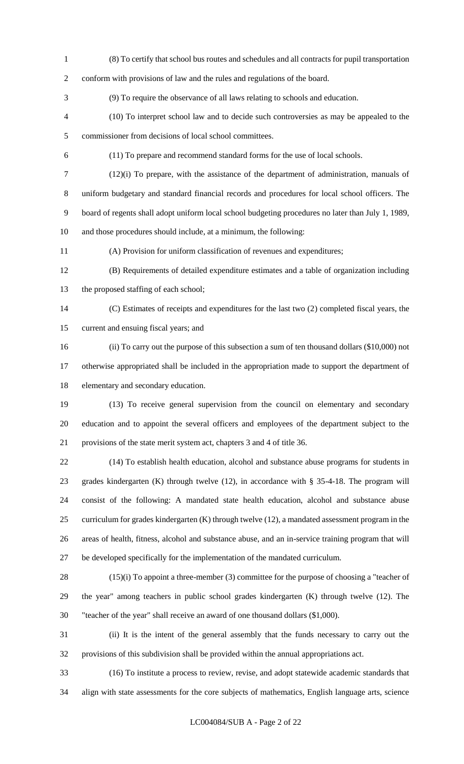(8) To certify that school bus routes and schedules and all contracts for pupil transportation conform with provisions of law and the rules and regulations of the board.

(9) To require the observance of all laws relating to schools and education.

(10) To interpret school law and to decide such controversies as may be appealed to the commissioner from decisions of local school committees.

(11) To prepare and recommend standard forms for the use of local schools.

(12)(i) To prepare, with the assistance of the department of administration, manuals of uniform budgetary and standard financial records and procedures for local school officers. The board of regents shall adopt uniform local school budgeting procedures no later than July 1, 1989, and those procedures should include, at a minimum, the following:

(A) Provision for uniform classification of revenues and expenditures;

(B) Requirements of detailed expenditure estimates and a table of organization including the proposed staffing of each school;

(C) Estimates of receipts and expenditures for the last two (2) completed fiscal years, the current and ensuing fiscal years; and

(ii) To carry out the purpose of this subsection a sum of ten thousand dollars ($10,000) not otherwise appropriated shall be included in the appropriation made to support the department of elementary and secondary education.

(13) To receive general supervision from the council on elementary and secondary education and to appoint the several officers and employees of the department subject to the provisions of the state merit system act, chapters 3 and 4 of title 36.

(14) To establish health education, alcohol and substance abuse programs for students in grades kindergarten (K) through twelve (12), in accordance with § 35-4-18. The program will consist of the following: A mandated state health education, alcohol and substance abuse curriculum for grades kindergarten (K) through twelve (12), a mandated assessment program in the areas of health, fitness, alcohol and substance abuse, and an in-service training program that will be developed specifically for the implementation of the mandated curriculum.

(15)(i) To appoint a three-member (3) committee for the purpose of choosing a "teacher of the year" among teachers in public school grades kindergarten (K) through twelve (12). The "teacher of the year" shall receive an award of one thousand dollars ($1,000).

(ii) It is the intent of the general assembly that the funds necessary to carry out the provisions of this subdivision shall be provided within the annual appropriations act.

(16) To institute a process to review, revise, and adopt statewide academic standards that align with state assessments for the core subjects of mathematics, English language arts, science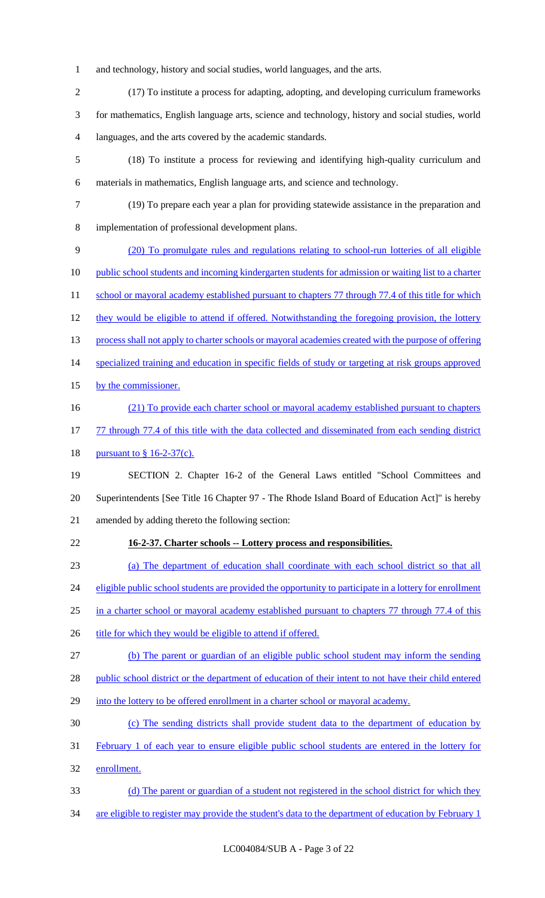and technology, history and social studies, world languages, and the arts.

(17) To institute a process for adapting, adopting, and developing curriculum frameworks for mathematics, English language arts, science and technology, history and social studies, world languages, and the arts covered by the academic standards.

(18) To institute a process for reviewing and identifying high-quality curriculum and materials in mathematics, English language arts, and science and technology.

(19) To prepare each year a plan for providing statewide assistance in the preparation and implementation of professional development plans.

(20) To promulgate rules and regulations relating to school-run lotteries of all eligible public school students and incoming kindergarten students for admission or waiting list to a charter school or mayoral academy established pursuant to chapters 77 through 77.4 of this title for which they would be eligible to attend if offered. Notwithstanding the foregoing provision, the lottery process shall not apply to charter schools or mayoral academies created with the purpose of offering specialized training and education in specific fields of study or targeting at risk groups approved by the commissioner.

(21) To provide each charter school or mayoral academy established pursuant to chapters 77 through 77.4 of this title with the data collected and disseminated from each sending district pursuant to § 16-2-37(c).

SECTION 2. Chapter 16-2 of the General Laws entitled "School Committees and Superintendents [See Title 16 Chapter 97 - The Rhode Island Board of Education Act]" is hereby amended by adding thereto the following section:

**16-2-37. Charter schools -- Lottery process and responsibilities.**

(a) The department of education shall coordinate with each school district so that all eligible public school students are provided the opportunity to participate in a lottery for enrollment in a charter school or mayoral academy established pursuant to chapters 77 through 77.4 of this title for which they would be eligible to attend if offered.

(b) The parent or guardian of an eligible public school student may inform the sending public school district or the department of education of their intent to not have their child entered into the lottery to be offered enrollment in a charter school or mayoral academy.

(c) The sending districts shall provide student data to the department of education by February 1 of each year to ensure eligible public school students are entered in the lottery for enrollment.

(d) The parent or guardian of a student not registered in the school district for which they are eligible to register may provide the student's data to the department of education by February 1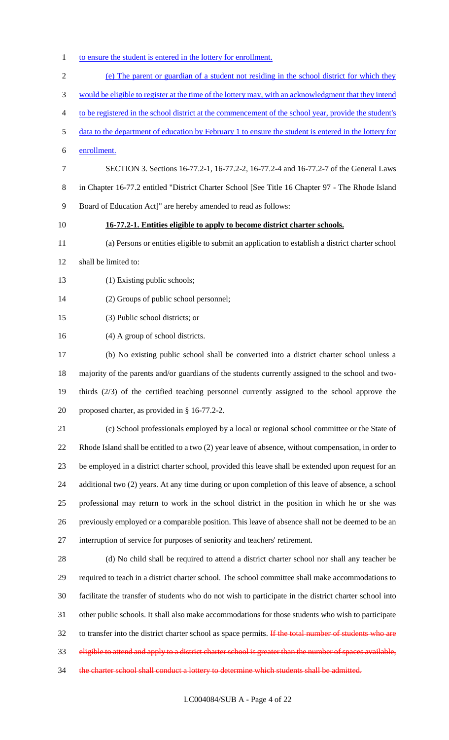to ensure the student is entered in the lottery for enrollment.

(e) The parent or guardian of a student not residing in the school district for which they would be eligible to register at the time of the lottery may, with an acknowledgment that they intend to be registered in the school district at the commencement of the school year, provide the student's data to the department of education by February 1 to ensure the student is entered in the lottery for enrollment.

SECTION 3. Sections 16-77.2-1, 16-77.2-2, 16-77.2-4 and 16-77.2-7 of the General Laws in Chapter 16-77.2 entitled "District Charter School [See Title 16 Chapter 97 - The Rhode Island Board of Education Act]" are hereby amended to read as follows:

**16-77.2-1. Entities eligible to apply to become district charter schools.**

(a) Persons or entities eligible to submit an application to establish a district charter school shall be limited to:

(1) Existing public schools;

(2) Groups of public school personnel;

(3) Public school districts; or

(4) A group of school districts.

(b) No existing public school shall be converted into a district charter school unless a majority of the parents and/or guardians of the students currently assigned to the school and two-thirds (2/3) of the certified teaching personnel currently assigned to the school approve the proposed charter, as provided in § 16-77.2-2.

(c) School professionals employed by a local or regional school committee or the State of Rhode Island shall be entitled to a two (2) year leave of absence, without compensation, in order to be employed in a district charter school, provided this leave shall be extended upon request for an additional two (2) years. At any time during or upon completion of this leave of absence, a school professional may return to work in the school district in the position in which he or she was previously employed or a comparable position. This leave of absence shall not be deemed to be an interruption of service for purposes of seniority and teachers' retirement.

(d) No child shall be required to attend a district charter school nor shall any teacher be required to teach in a district charter school. The school committee shall make accommodations to facilitate the transfer of students who do not wish to participate in the district charter school into other public schools. It shall also make accommodations for those students who wish to participate to transfer into the district charter school as space permits. ~~If the total number of students who are eligible to attend and apply to a district charter school is greater than the number of spaces available, the charter school shall conduct a lottery to determine which students shall be admitted.~~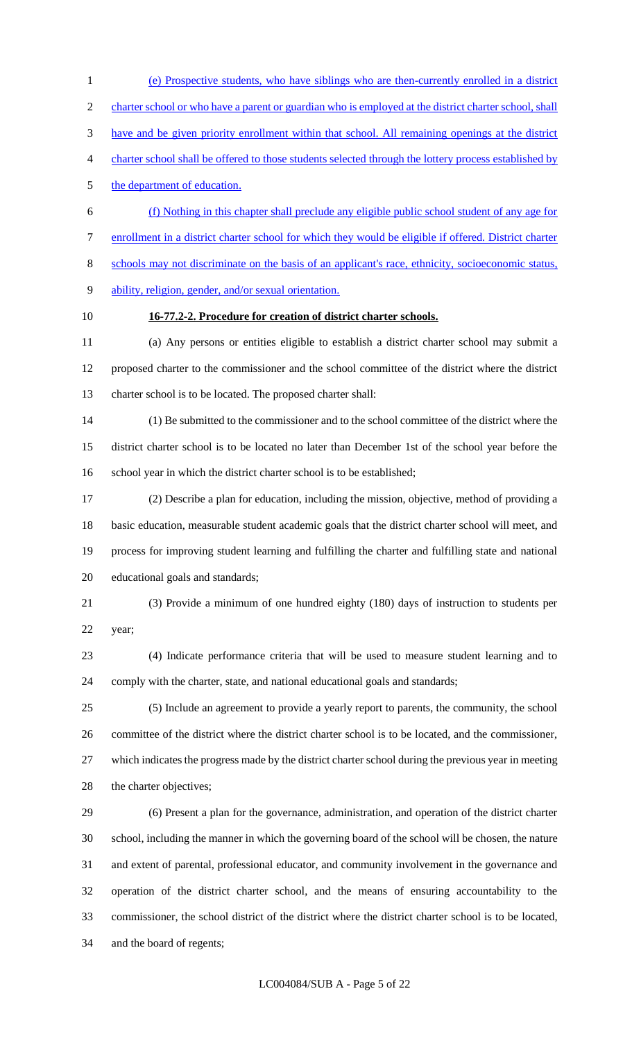(e) Prospective students, who have siblings who are then-currently enrolled in a district charter school or who have a parent or guardian who is employed at the district charter school, shall have and be given priority enrollment within that school. All remaining openings at the district charter school shall be offered to those students selected through the lottery process established by the department of education.

(f) Nothing in this chapter shall preclude any eligible public school student of any age for enrollment in a district charter school for which they would be eligible if offered. District charter schools may not discriminate on the basis of an applicant's race, ethnicity, socioeconomic status, ability, religion, gender, and/or sexual orientation.

**16-77.2-2. Procedure for creation of district charter schools.**

(a) Any persons or entities eligible to establish a district charter school may submit a proposed charter to the commissioner and the school committee of the district where the district charter school is to be located. The proposed charter shall:

(1) Be submitted to the commissioner and to the school committee of the district where the district charter school is to be located no later than December 1st of the school year before the school year in which the district charter school is to be established;

(2) Describe a plan for education, including the mission, objective, method of providing a basic education, measurable student academic goals that the district charter school will meet, and process for improving student learning and fulfilling the charter and fulfilling state and national educational goals and standards;

(3) Provide a minimum of one hundred eighty (180) days of instruction to students per year;

(4) Indicate performance criteria that will be used to measure student learning and to comply with the charter, state, and national educational goals and standards;

(5) Include an agreement to provide a yearly report to parents, the community, the school committee of the district where the district charter school is to be located, and the commissioner, which indicates the progress made by the district charter school during the previous year in meeting the charter objectives;

(6) Present a plan for the governance, administration, and operation of the district charter school, including the manner in which the governing board of the school will be chosen, the nature and extent of parental, professional educator, and community involvement in the governance and operation of the district charter school, and the means of ensuring accountability to the commissioner, the school district of the district where the district charter school is to be located, and the board of regents;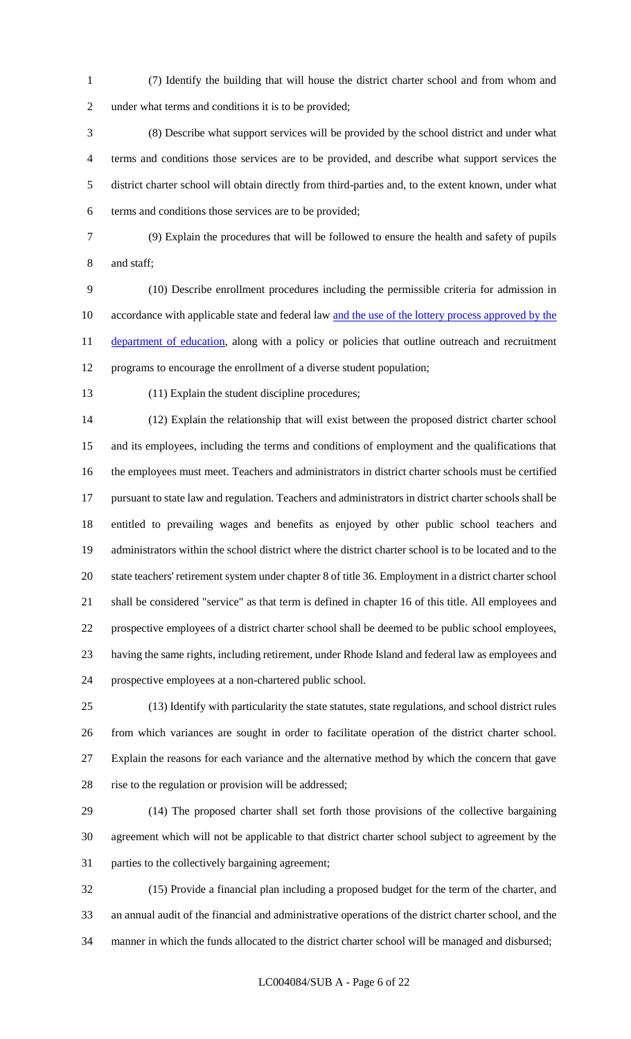(7) Identify the building that will house the district charter school and from whom and under what terms and conditions it is to be provided;

(8) Describe what support services will be provided by the school district and under what terms and conditions those services are to be provided, and describe what support services the district charter school will obtain directly from third-parties and, to the extent known, under what terms and conditions those services are to be provided;

(9) Explain the procedures that will be followed to ensure the health and safety of pupils and staff;

(10) Describe enrollment procedures including the permissible criteria for admission in accordance with applicable state and federal law and the use of the lottery process approved by the department of education, along with a policy or policies that outline outreach and recruitment programs to encourage the enrollment of a diverse student population;

(11) Explain the student discipline procedures;

(12) Explain the relationship that will exist between the proposed district charter school and its employees, including the terms and conditions of employment and the qualifications that the employees must meet. Teachers and administrators in district charter schools must be certified pursuant to state law and regulation. Teachers and administrators in district charter schools shall be entitled to prevailing wages and benefits as enjoyed by other public school teachers and administrators within the school district where the district charter school is to be located and to the state teachers' retirement system under chapter 8 of title 36. Employment in a district charter school shall be considered "service" as that term is defined in chapter 16 of this title. All employees and prospective employees of a district charter school shall be deemed to be public school employees, having the same rights, including retirement, under Rhode Island and federal law as employees and prospective employees at a non-chartered public school.

(13) Identify with particularity the state statutes, state regulations, and school district rules from which variances are sought in order to facilitate operation of the district charter school. Explain the reasons for each variance and the alternative method by which the concern that gave rise to the regulation or provision will be addressed;

(14) The proposed charter shall set forth those provisions of the collective bargaining agreement which will not be applicable to that district charter school subject to agreement by the parties to the collectively bargaining agreement;

(15) Provide a financial plan including a proposed budget for the term of the charter, and an annual audit of the financial and administrative operations of the district charter school, and the manner in which the funds allocated to the district charter school will be managed and disbursed;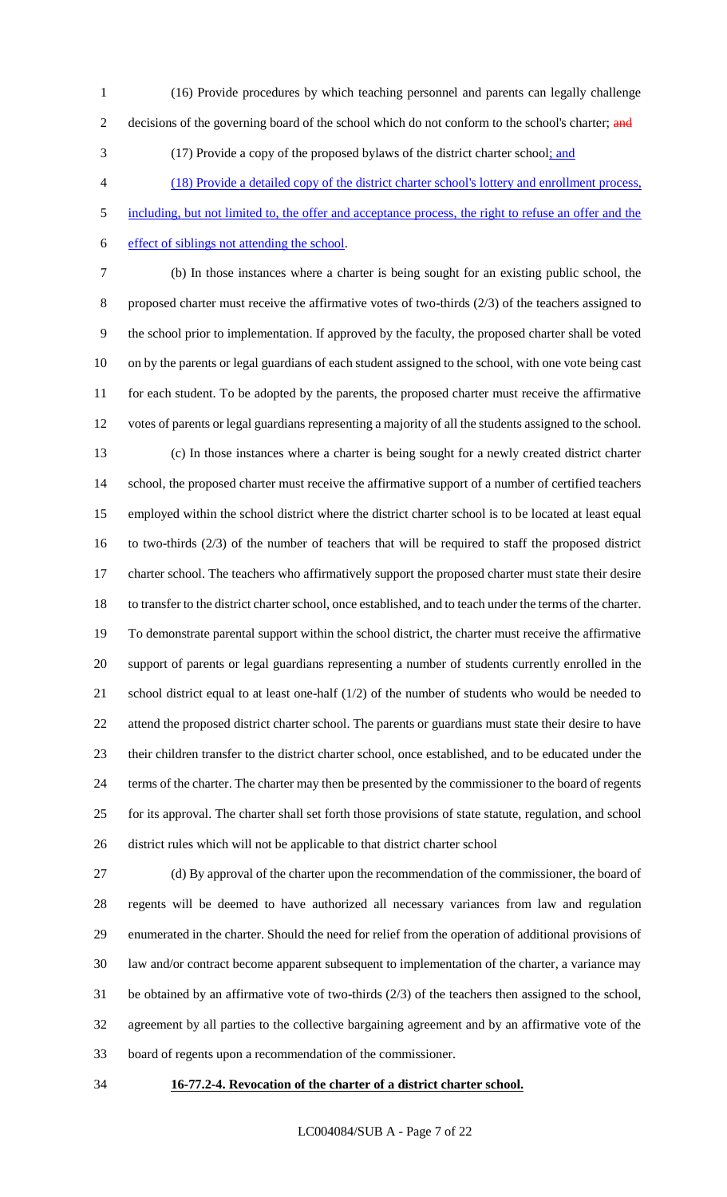(16) Provide procedures by which teaching personnel and parents can legally challenge decisions of the governing board of the school which do not conform to the school's charter; ~~and~~

(17) Provide a copy of the proposed bylaws of the district charter school; and

(18) Provide a detailed copy of the district charter school's lottery and enrollment process, including, but not limited to, the offer and acceptance process, the right to refuse an offer and the effect of siblings not attending the school.

(b) In those instances where a charter is being sought for an existing public school, the proposed charter must receive the affirmative votes of two-thirds (2/3) of the teachers assigned to the school prior to implementation. If approved by the faculty, the proposed charter shall be voted on by the parents or legal guardians of each student assigned to the school, with one vote being cast for each student. To be adopted by the parents, the proposed charter must receive the affirmative votes of parents or legal guardians representing a majority of all the students assigned to the school.

(c) In those instances where a charter is being sought for a newly created district charter school, the proposed charter must receive the affirmative support of a number of certified teachers employed within the school district where the district charter school is to be located at least equal to two-thirds (2/3) of the number of teachers that will be required to staff the proposed district charter school. The teachers who affirmatively support the proposed charter must state their desire to transfer to the district charter school, once established, and to teach under the terms of the charter. To demonstrate parental support within the school district, the charter must receive the affirmative support of parents or legal guardians representing a number of students currently enrolled in the school district equal to at least one-half (1/2) of the number of students who would be needed to attend the proposed district charter school. The parents or guardians must state their desire to have their children transfer to the district charter school, once established, and to be educated under the terms of the charter. The charter may then be presented by the commissioner to the board of regents for its approval. The charter shall set forth those provisions of state statute, regulation, and school district rules which will not be applicable to that district charter school

(d) By approval of the charter upon the recommendation of the commissioner, the board of regents will be deemed to have authorized all necessary variances from law and regulation enumerated in the charter. Should the need for relief from the operation of additional provisions of law and/or contract become apparent subsequent to implementation of the charter, a variance may be obtained by an affirmative vote of two-thirds (2/3) of the teachers then assigned to the school, agreement by all parties to the collective bargaining agreement and by an affirmative vote of the board of regents upon a recommendation of the commissioner.

**16-77.2-4. Revocation of the charter of a district charter school.**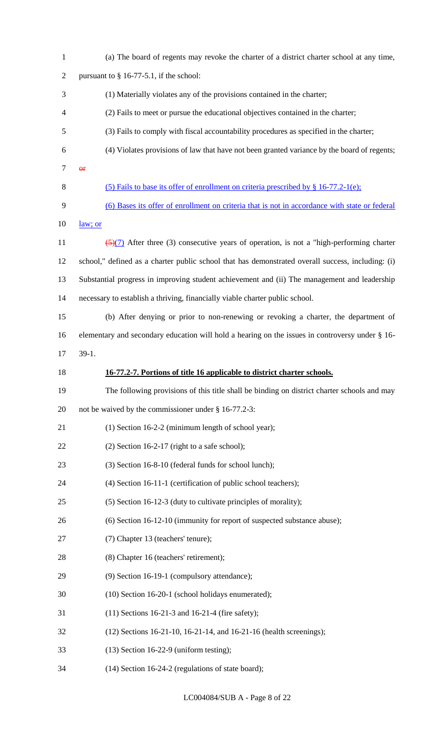(a) The board of regents may revoke the charter of a district charter school at any time, pursuant to § 16-77-5.1, if the school:

(1) Materially violates any of the provisions contained in the charter;

(2) Fails to meet or pursue the educational objectives contained in the charter;

(3) Fails to comply with fiscal accountability procedures as specified in the charter;

(4) Violates provisions of law that have not been granted variance by the board of regents; ~~or~~

<u>(5) Fails to base its offer of enrollment on criteria prescribed by § 16-77.2-1(e);</u>

<u>(6) Bases its offer of enrollment on criteria that is not in accordance with state or federal law; or</u>

~~(5)~~<u>(7)</u> After three (3) consecutive years of operation, is not a "high-performing charter school," defined as a charter public school that has demonstrated overall success, including: (i) Substantial progress in improving student achievement and (ii) The management and leadership necessary to establish a thriving, financially viable charter public school.

(b) After denying or prior to non-renewing or revoking a charter, the department of elementary and secondary education will hold a hearing on the issues in controversy under § 16-39-1.

**<u>16-77.2-7. Portions of title 16 applicable to district charter schools.</u>**

The following provisions of this title shall be binding on district charter schools and may not be waived by the commissioner under § 16-77.2-3:

(1) Section 16-2-2 (minimum length of school year);

(2) Section 16-2-17 (right to a safe school);

(3) Section 16-8-10 (federal funds for school lunch);

(4) Section 16-11-1 (certification of public school teachers);

(5) Section 16-12-3 (duty to cultivate principles of morality);

(6) Section 16-12-10 (immunity for report of suspected substance abuse);

(7) Chapter 13 (teachers' tenure);

(8) Chapter 16 (teachers' retirement);

(9) Section 16-19-1 (compulsory attendance);

(10) Section 16-20-1 (school holidays enumerated);

(11) Sections 16-21-3 and 16-21-4 (fire safety);

(12) Sections 16-21-10, 16-21-14, and 16-21-16 (health screenings);

(13) Section 16-22-9 (uniform testing);

(14) Section 16-24-2 (regulations of state board);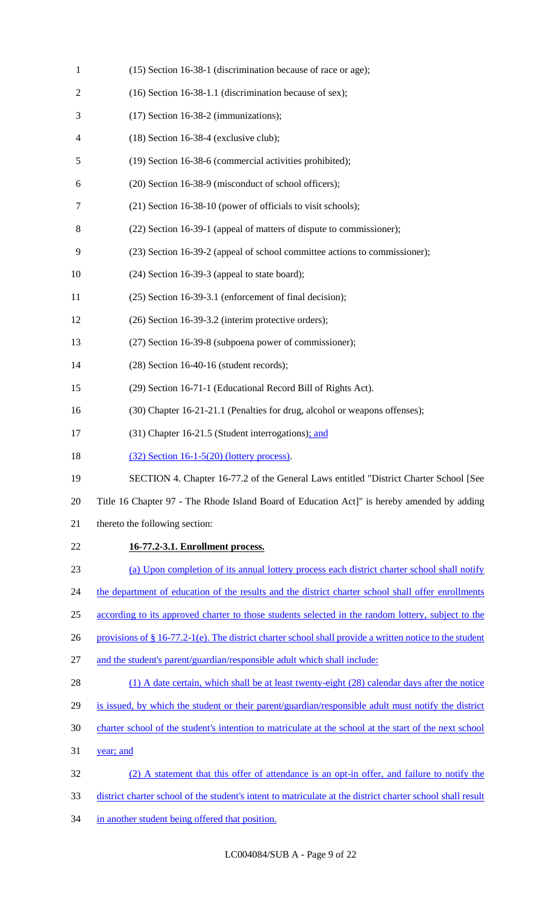(15) Section 16-38-1 (discrimination because of race or age);

(16) Section 16-38-1.1 (discrimination because of sex);

(17) Section 16-38-2 (immunizations);

(18) Section 16-38-4 (exclusive club);

(19) Section 16-38-6 (commercial activities prohibited);

(20) Section 16-38-9 (misconduct of school officers);

(21) Section 16-38-10 (power of officials to visit schools);

(22) Section 16-39-1 (appeal of matters of dispute to commissioner);

(23) Section 16-39-2 (appeal of school committee actions to commissioner);

(24) Section 16-39-3 (appeal to state board);

(25) Section 16-39-3.1 (enforcement of final decision);

(26) Section 16-39-3.2 (interim protective orders);

(27) Section 16-39-8 (subpoena power of commissioner);

(28) Section 16-40-16 (student records);

(29) Section 16-71-1 (Educational Record Bill of Rights Act).

(30) Chapter 16-21-21.1 (Penalties for drug, alcohol or weapons offenses);

(31) Chapter 16-21.5 (Student interrogations); and

(32) Section 16-1-5(20) (lottery process).

SECTION 4. Chapter 16-77.2 of the General Laws entitled "District Charter School [See Title 16 Chapter 97 - The Rhode Island Board of Education Act]" is hereby amended by adding thereto the following section:

**16-77.2-3.1. Enrollment process.**

(a) Upon completion of its annual lottery process each district charter school shall notify the department of education of the results and the district charter school shall offer enrollments according to its approved charter to those students selected in the random lottery, subject to the provisions of § 16-77.2-1(e). The district charter school shall provide a written notice to the student and the student's parent/guardian/responsible adult which shall include:

(1) A date certain, which shall be at least twenty-eight (28) calendar days after the notice is issued, by which the student or their parent/guardian/responsible adult must notify the district charter school of the student's intention to matriculate at the school at the start of the next school year; and

(2) A statement that this offer of attendance is an opt-in offer, and failure to notify the district charter school of the student's intent to matriculate at the district charter school shall result in another student being offered that position.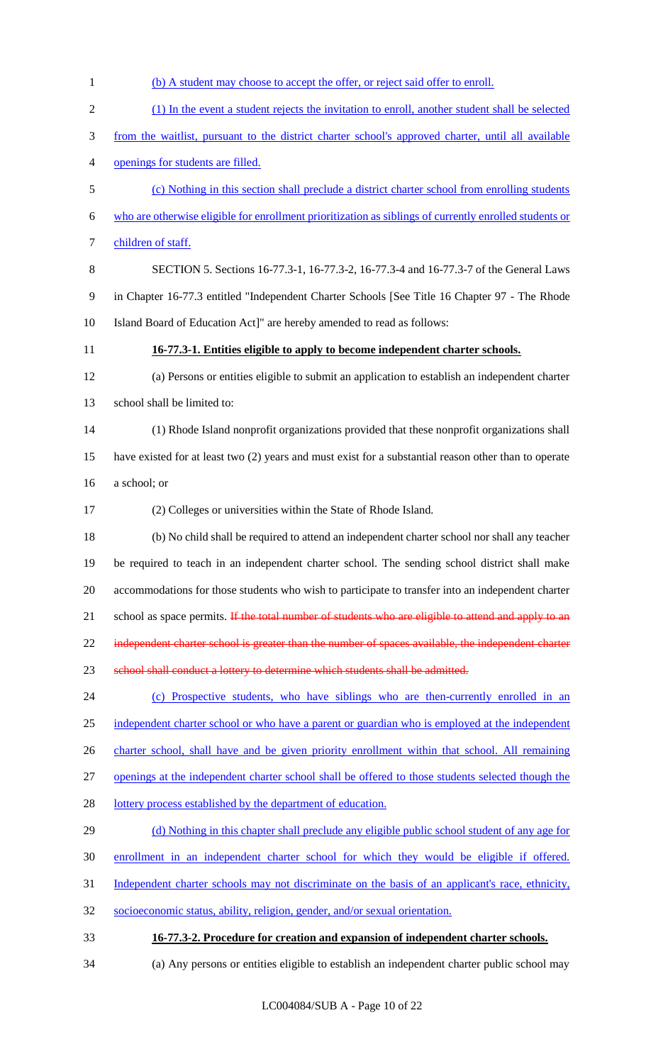(b) A student may choose to accept the offer, or reject said offer to enroll.

(1) In the event a student rejects the invitation to enroll, another student shall be selected from the waitlist, pursuant to the district charter school's approved charter, until all available openings for students are filled.

(c) Nothing in this section shall preclude a district charter school from enrolling students who are otherwise eligible for enrollment prioritization as siblings of currently enrolled students or children of staff.

SECTION 5. Sections 16-77.3-1, 16-77.3-2, 16-77.3-4 and 16-77.3-7 of the General Laws in Chapter 16-77.3 entitled "Independent Charter Schools [See Title 16 Chapter 97 - The Rhode Island Board of Education Act]" are hereby amended to read as follows:

**16-77.3-1. Entities eligible to apply to become independent charter schools.**

(a) Persons or entities eligible to submit an application to establish an independent charter school shall be limited to:

(1) Rhode Island nonprofit organizations provided that these nonprofit organizations shall have existed for at least two (2) years and must exist for a substantial reason other than to operate a school; or

(2) Colleges or universities within the State of Rhode Island.

(b) No child shall be required to attend an independent charter school nor shall any teacher be required to teach in an independent charter school. The sending school district shall make accommodations for those students who wish to participate to transfer into an independent charter school as space permits. ~~If the total number of students who are eligible to attend and apply to an independent charter school is greater than the number of spaces available, the independent charter school shall conduct a lottery to determine which students shall be admitted.~~

(c) Prospective students, who have siblings who are then-currently enrolled in an independent charter school or who have a parent or guardian who is employed at the independent charter school, shall have and be given priority enrollment within that school. All remaining openings at the independent charter school shall be offered to those students selected though the lottery process established by the department of education.

(d) Nothing in this chapter shall preclude any eligible public school student of any age for enrollment in an independent charter school for which they would be eligible if offered. Independent charter schools may not discriminate on the basis of an applicant's race, ethnicity, socioeconomic status, ability, religion, gender, and/or sexual orientation.

**16-77.3-2. Procedure for creation and expansion of independent charter schools.**

(a) Any persons or entities eligible to establish an independent charter public school may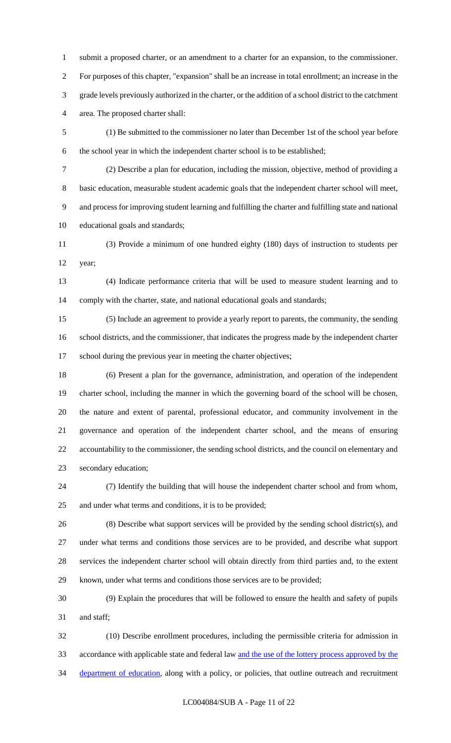submit a proposed charter, or an amendment to a charter for an expansion, to the commissioner. For purposes of this chapter, "expansion" shall be an increase in total enrollment; an increase in the grade levels previously authorized in the charter, or the addition of a school district to the catchment area. The proposed charter shall:

(1) Be submitted to the commissioner no later than December 1st of the school year before the school year in which the independent charter school is to be established;

(2) Describe a plan for education, including the mission, objective, method of providing a basic education, measurable student academic goals that the independent charter school will meet, and process for improving student learning and fulfilling the charter and fulfilling state and national educational goals and standards;

(3) Provide a minimum of one hundred eighty (180) days of instruction to students per year;

(4) Indicate performance criteria that will be used to measure student learning and to comply with the charter, state, and national educational goals and standards;

(5) Include an agreement to provide a yearly report to parents, the community, the sending school districts, and the commissioner, that indicates the progress made by the independent charter school during the previous year in meeting the charter objectives;

(6) Present a plan for the governance, administration, and operation of the independent charter school, including the manner in which the governing board of the school will be chosen, the nature and extent of parental, professional educator, and community involvement in the governance and operation of the independent charter school, and the means of ensuring accountability to the commissioner, the sending school districts, and the council on elementary and secondary education;

(7) Identify the building that will house the independent charter school and from whom, and under what terms and conditions, it is to be provided;

(8) Describe what support services will be provided by the sending school district(s), and under what terms and conditions those services are to be provided, and describe what support services the independent charter school will obtain directly from third parties and, to the extent known, under what terms and conditions those services are to be provided;

(9) Explain the procedures that will be followed to ensure the health and safety of pupils and staff;

(10) Describe enrollment procedures, including the permissible criteria for admission in accordance with applicable state and federal law <u>and the use of the lottery process approved by the department of education</u>, along with a policy, or policies, that outline outreach and recruitment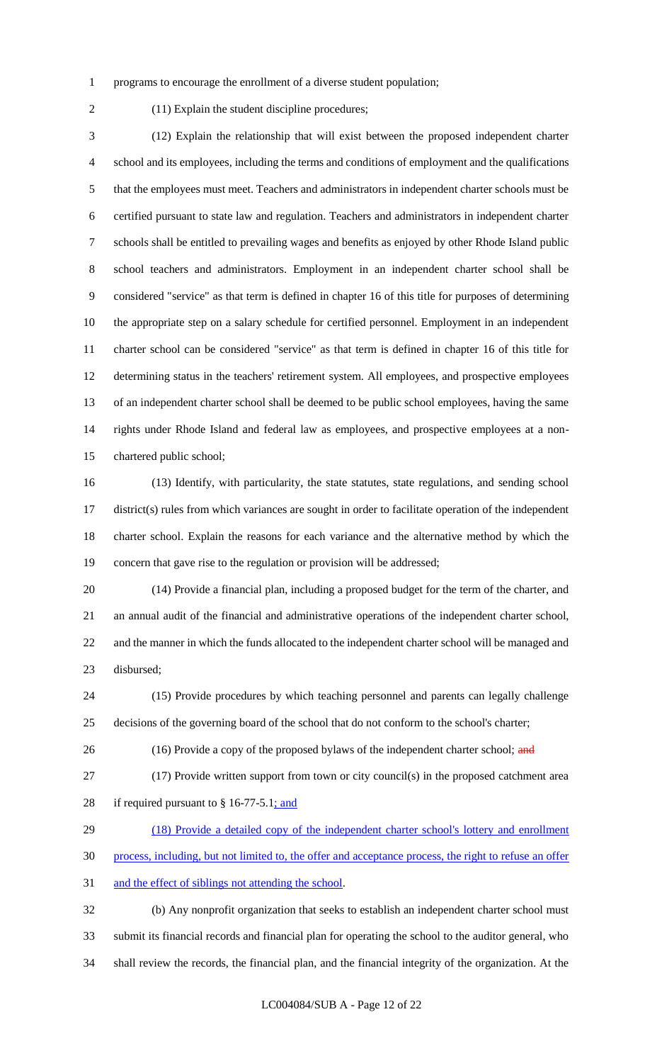programs to encourage the enrollment of a diverse student population;

(11) Explain the student discipline procedures;

(12) Explain the relationship that will exist between the proposed independent charter school and its employees, including the terms and conditions of employment and the qualifications that the employees must meet. Teachers and administrators in independent charter schools must be certified pursuant to state law and regulation. Teachers and administrators in independent charter schools shall be entitled to prevailing wages and benefits as enjoyed by other Rhode Island public school teachers and administrators. Employment in an independent charter school shall be considered "service" as that term is defined in chapter 16 of this title for purposes of determining the appropriate step on a salary schedule for certified personnel. Employment in an independent charter school can be considered "service" as that term is defined in chapter 16 of this title for determining status in the teachers' retirement system. All employees, and prospective employees of an independent charter school shall be deemed to be public school employees, having the same rights under Rhode Island and federal law as employees, and prospective employees at a non-chartered public school;

(13) Identify, with particularity, the state statutes, state regulations, and sending school district(s) rules from which variances are sought in order to facilitate operation of the independent charter school. Explain the reasons for each variance and the alternative method by which the concern that gave rise to the regulation or provision will be addressed;

(14) Provide a financial plan, including a proposed budget for the term of the charter, and an annual audit of the financial and administrative operations of the independent charter school, and the manner in which the funds allocated to the independent charter school will be managed and disbursed;

(15) Provide procedures by which teaching personnel and parents can legally challenge decisions of the governing board of the school that do not conform to the school's charter;

(16) Provide a copy of the proposed bylaws of the independent charter school; ~~and~~

(17) Provide written support from town or city council(s) in the proposed catchment area if required pursuant to § 16-77-5.1; and

(18) Provide a detailed copy of the independent charter school's lottery and enrollment process, including, but not limited to, the offer and acceptance process, the right to refuse an offer and the effect of siblings not attending the school.

(b) Any nonprofit organization that seeks to establish an independent charter school must submit its financial records and financial plan for operating the school to the auditor general, who shall review the records, the financial plan, and the financial integrity of the organization. At the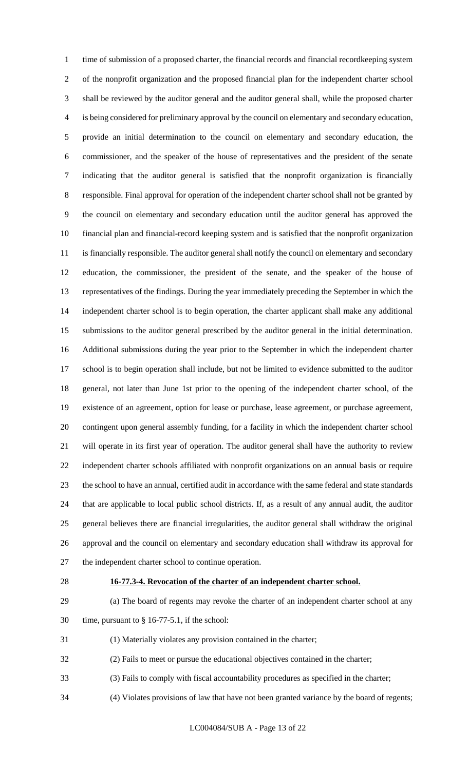time of submission of a proposed charter, the financial records and financial recordkeeping system of the nonprofit organization and the proposed financial plan for the independent charter school shall be reviewed by the auditor general and the auditor general shall, while the proposed charter is being considered for preliminary approval by the council on elementary and secondary education, provide an initial determination to the council on elementary and secondary education, the commissioner, and the speaker of the house of representatives and the president of the senate indicating that the auditor general is satisfied that the nonprofit organization is financially responsible. Final approval for operation of the independent charter school shall not be granted by the council on elementary and secondary education until the auditor general has approved the financial plan and financial-record keeping system and is satisfied that the nonprofit organization is financially responsible. The auditor general shall notify the council on elementary and secondary education, the commissioner, the president of the senate, and the speaker of the house of representatives of the findings. During the year immediately preceding the September in which the independent charter school is to begin operation, the charter applicant shall make any additional submissions to the auditor general prescribed by the auditor general in the initial determination. Additional submissions during the year prior to the September in which the independent charter school is to begin operation shall include, but not be limited to evidence submitted to the auditor general, not later than June 1st prior to the opening of the independent charter school, of the existence of an agreement, option for lease or purchase, lease agreement, or purchase agreement, contingent upon general assembly funding, for a facility in which the independent charter school will operate in its first year of operation. The auditor general shall have the authority to review independent charter schools affiliated with nonprofit organizations on an annual basis or require the school to have an annual, certified audit in accordance with the same federal and state standards that are applicable to local public school districts. If, as a result of any annual audit, the auditor general believes there are financial irregularities, the auditor general shall withdraw the original approval and the council on elementary and secondary education shall withdraw its approval for the independent charter school to continue operation.

**16-77.3-4. Revocation of the charter of an independent charter school.**

(a) The board of regents may revoke the charter of an independent charter school at any time, pursuant to § 16-77-5.1, if the school:

(1) Materially violates any provision contained in the charter;

(2) Fails to meet or pursue the educational objectives contained in the charter;

(3) Fails to comply with fiscal accountability procedures as specified in the charter;

(4) Violates provisions of law that have not been granted variance by the board of regents;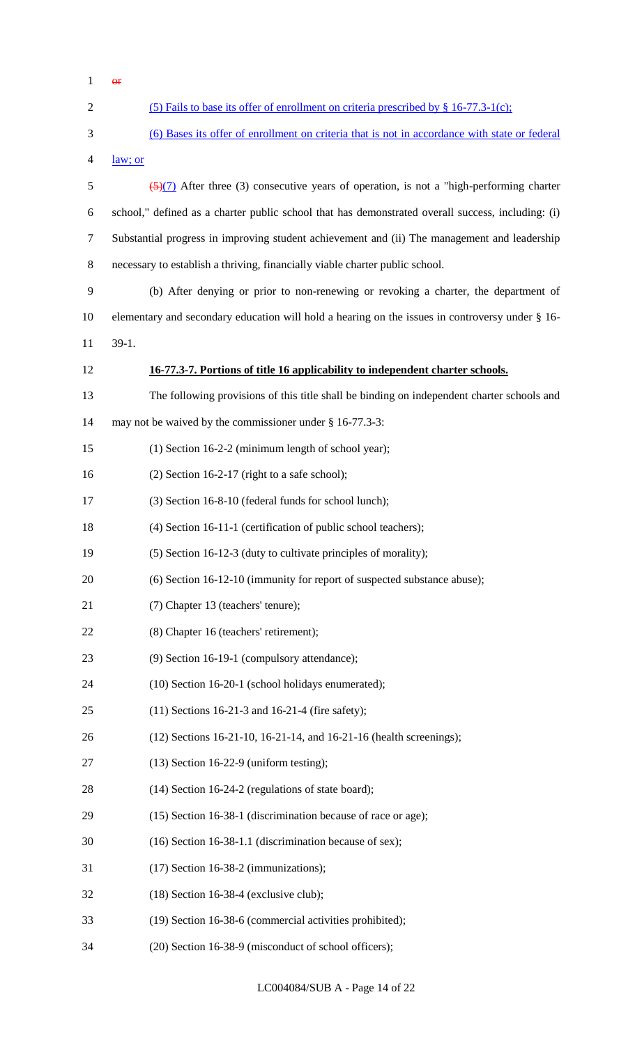~~or~~

<u>(5) Fails to base its offer of enrollment on criteria prescribed by § 16-77.3-1(c);</u>

<u>(6) Bases its offer of enrollment on criteria that is not in accordance with state or federal law; or</u>

~~(5)~~<u>(7)</u> After three (3) consecutive years of operation, is not a "high-performing charter school," defined as a charter public school that has demonstrated overall success, including: (i) Substantial progress in improving student achievement and (ii) The management and leadership necessary to establish a thriving, financially viable charter public school.

(b) After denying or prior to non-renewing or revoking a charter, the department of elementary and secondary education will hold a hearing on the issues in controversy under § 16-39-1.

**<u>16-77.3-7. Portions of title 16 applicability to independent charter schools.</u>**

The following provisions of this title shall be binding on independent charter schools and may not be waived by the commissioner under § 16-77.3-3:

(1) Section 16-2-2 (minimum length of school year);

(2) Section 16-2-17 (right to a safe school);

(3) Section 16-8-10 (federal funds for school lunch);

(4) Section 16-11-1 (certification of public school teachers);

(5) Section 16-12-3 (duty to cultivate principles of morality);

(6) Section 16-12-10 (immunity for report of suspected substance abuse);

(7) Chapter 13 (teachers' tenure);

(8) Chapter 16 (teachers' retirement);

(9) Section 16-19-1 (compulsory attendance);

(10) Section 16-20-1 (school holidays enumerated);

(11) Sections 16-21-3 and 16-21-4 (fire safety);

(12) Sections 16-21-10, 16-21-14, and 16-21-16 (health screenings);

(13) Section 16-22-9 (uniform testing);

(14) Section 16-24-2 (regulations of state board);

(15) Section 16-38-1 (discrimination because of race or age);

(16) Section 16-38-1.1 (discrimination because of sex);

(17) Section 16-38-2 (immunizations);

(18) Section 16-38-4 (exclusive club);

(19) Section 16-38-6 (commercial activities prohibited);

(20) Section 16-38-9 (misconduct of school officers);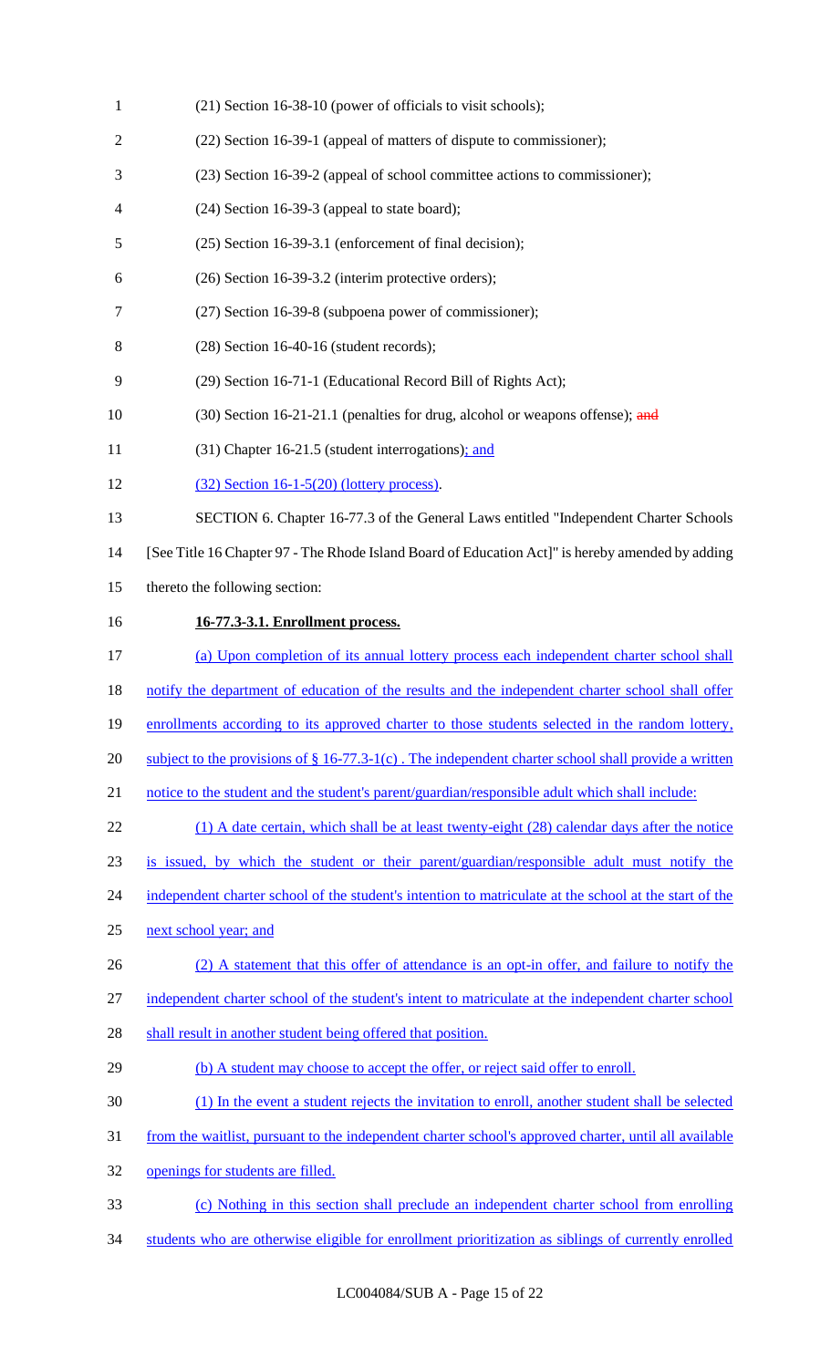(21) Section 16-38-10 (power of officials to visit schools);

(22) Section 16-39-1 (appeal of matters of dispute to commissioner);

(23) Section 16-39-2 (appeal of school committee actions to commissioner);

(24) Section 16-39-3 (appeal to state board);

(25) Section 16-39-3.1 (enforcement of final decision);

(26) Section 16-39-3.2 (interim protective orders);

(27) Section 16-39-8 (subpoena power of commissioner);

(28) Section 16-40-16 (student records);

(29) Section 16-71-1 (Educational Record Bill of Rights Act);

(30) Section 16-21-21.1 (penalties for drug, alcohol or weapons offense); ~~and~~

(31) Chapter 16-21.5 (student interrogations); and

(32) Section 16-1-5(20) (lottery process).

SECTION 6. Chapter 16-77.3 of the General Laws entitled "Independent Charter Schools [See Title 16 Chapter 97 - The Rhode Island Board of Education Act]" is hereby amended by adding thereto the following section:

**16-77.3-3.1. Enrollment process.**

(a) Upon completion of its annual lottery process each independent charter school shall notify the department of education of the results and the independent charter school shall offer enrollments according to its approved charter to those students selected in the random lottery, subject to the provisions of § 16-77.3-1(c) . The independent charter school shall provide a written notice to the student and the student's parent/guardian/responsible adult which shall include:

(1) A date certain, which shall be at least twenty-eight (28) calendar days after the notice is issued, by which the student or their parent/guardian/responsible adult must notify the independent charter school of the student's intention to matriculate at the school at the start of the next school year; and

(2) A statement that this offer of attendance is an opt-in offer, and failure to notify the independent charter school of the student's intent to matriculate at the independent charter school shall result in another student being offered that position.

(b) A student may choose to accept the offer, or reject said offer to enroll.

(1) In the event a student rejects the invitation to enroll, another student shall be selected from the waitlist, pursuant to the independent charter school's approved charter, until all available openings for students are filled.

(c) Nothing in this section shall preclude an independent charter school from enrolling students who are otherwise eligible for enrollment prioritization as siblings of currently enrolled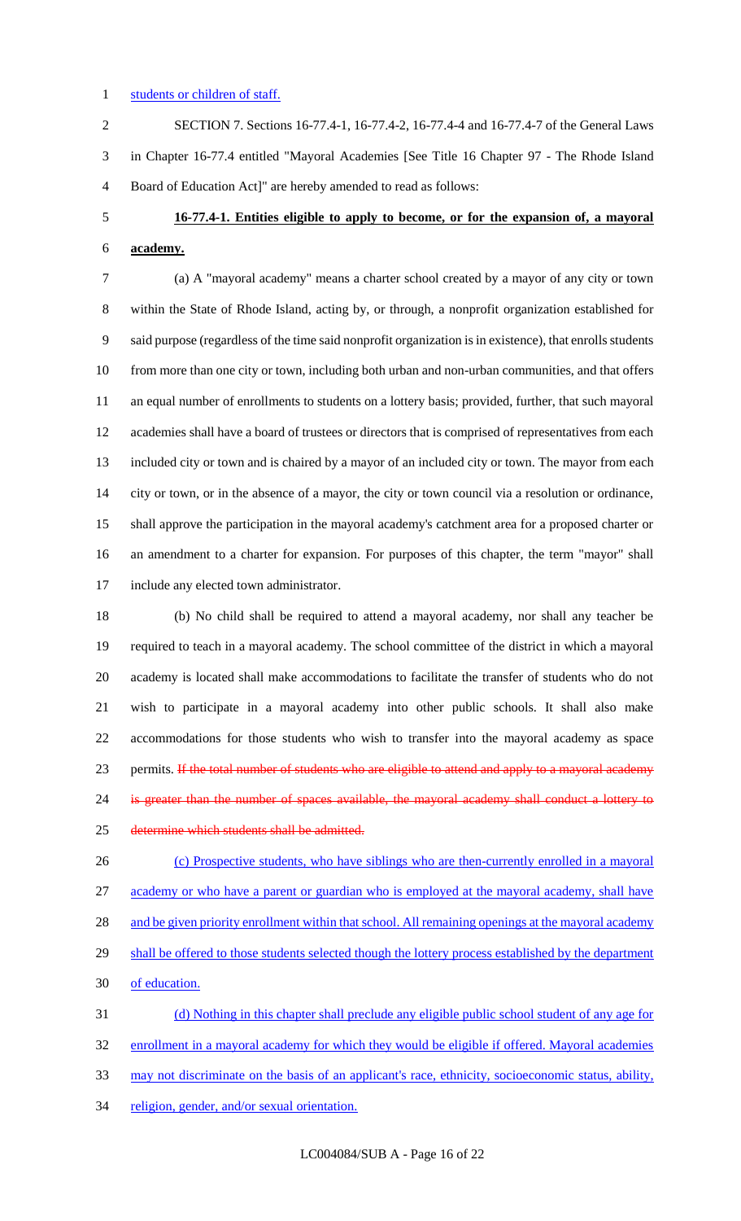students or children of staff.

SECTION 7. Sections 16-77.4-1, 16-77.4-2, 16-77.4-4 and 16-77.4-7 of the General Laws in Chapter 16-77.4 entitled "Mayoral Academies [See Title 16 Chapter 97 - The Rhode Island Board of Education Act]" are hereby amended to read as follows:

**16-77.4-1. Entities eligible to apply to become, or for the expansion of, a mayoral academy.**

(a) A "mayoral academy" means a charter school created by a mayor of any city or town within the State of Rhode Island, acting by, or through, a nonprofit organization established for said purpose (regardless of the time said nonprofit organization is in existence), that enrolls students from more than one city or town, including both urban and non-urban communities, and that offers an equal number of enrollments to students on a lottery basis; provided, further, that such mayoral academies shall have a board of trustees or directors that is comprised of representatives from each included city or town and is chaired by a mayor of an included city or town. The mayor from each city or town, or in the absence of a mayor, the city or town council via a resolution or ordinance, shall approve the participation in the mayoral academy's catchment area for a proposed charter or an amendment to a charter for expansion. For purposes of this chapter, the term "mayor" shall include any elected town administrator.

(b) No child shall be required to attend a mayoral academy, nor shall any teacher be required to teach in a mayoral academy. The school committee of the district in which a mayoral academy is located shall make accommodations to facilitate the transfer of students who do not wish to participate in a mayoral academy into other public schools. It shall also make accommodations for those students who wish to transfer into the mayoral academy as space permits. ~~If the total number of students who are eligible to attend and apply to a mayoral academy is greater than the number of spaces available, the mayoral academy shall conduct a lottery to determine which students shall be admitted.~~

(c) Prospective students, who have siblings who are then-currently enrolled in a mayoral academy or who have a parent or guardian who is employed at the mayoral academy, shall have and be given priority enrollment within that school. All remaining openings at the mayoral academy shall be offered to those students selected though the lottery process established by the department of education.

(d) Nothing in this chapter shall preclude any eligible public school student of any age for enrollment in a mayoral academy for which they would be eligible if offered. Mayoral academies may not discriminate on the basis of an applicant's race, ethnicity, socioeconomic status, ability, religion, gender, and/or sexual orientation.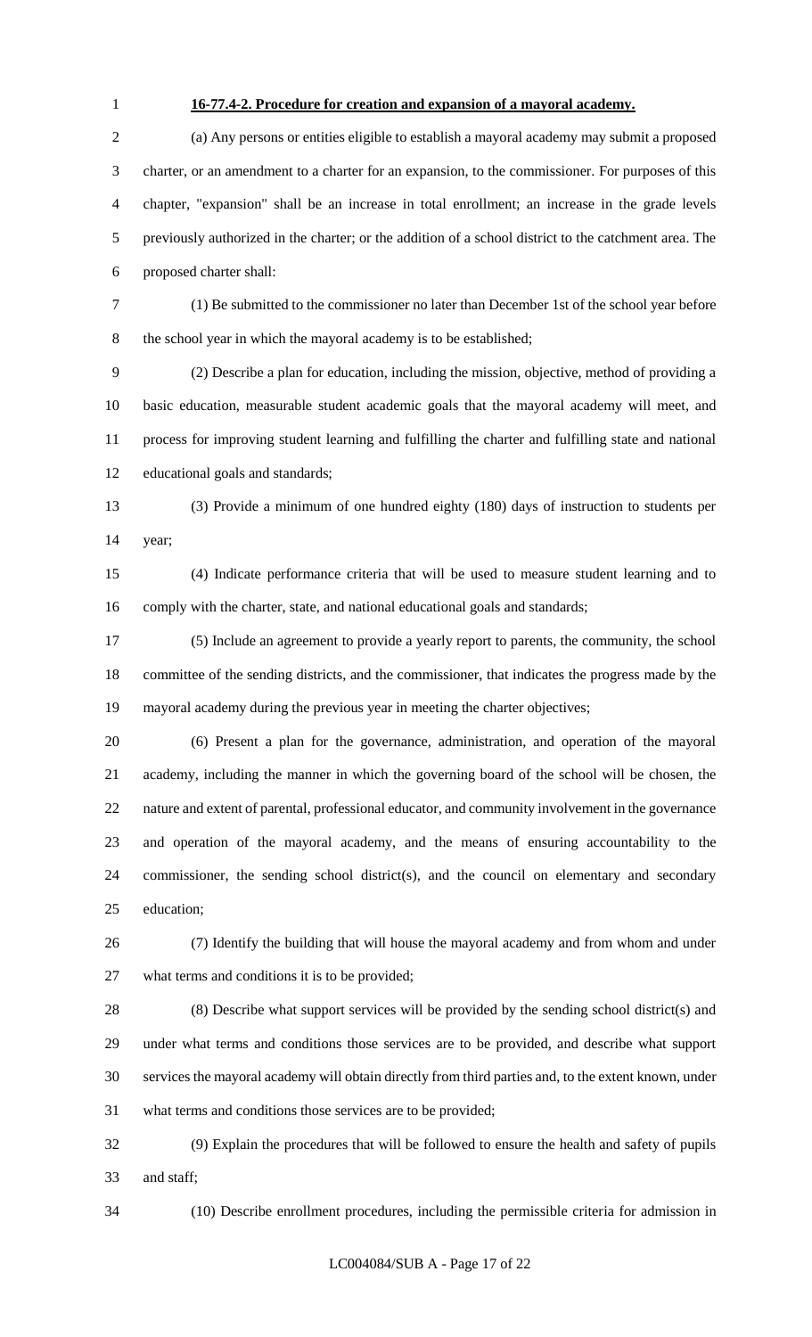**16-77.4-2. Procedure for creation and expansion of a mayoral academy.**

(a) Any persons or entities eligible to establish a mayoral academy may submit a proposed charter, or an amendment to a charter for an expansion, to the commissioner. For purposes of this chapter, "expansion" shall be an increase in total enrollment; an increase in the grade levels previously authorized in the charter; or the addition of a school district to the catchment area. The proposed charter shall:

(1) Be submitted to the commissioner no later than December 1st of the school year before the school year in which the mayoral academy is to be established;

(2) Describe a plan for education, including the mission, objective, method of providing a basic education, measurable student academic goals that the mayoral academy will meet, and process for improving student learning and fulfilling the charter and fulfilling state and national educational goals and standards;

(3) Provide a minimum of one hundred eighty (180) days of instruction to students per year;

(4) Indicate performance criteria that will be used to measure student learning and to comply with the charter, state, and national educational goals and standards;

(5) Include an agreement to provide a yearly report to parents, the community, the school committee of the sending districts, and the commissioner, that indicates the progress made by the mayoral academy during the previous year in meeting the charter objectives;

(6) Present a plan for the governance, administration, and operation of the mayoral academy, including the manner in which the governing board of the school will be chosen, the nature and extent of parental, professional educator, and community involvement in the governance and operation of the mayoral academy, and the means of ensuring accountability to the commissioner, the sending school district(s), and the council on elementary and secondary education;

(7) Identify the building that will house the mayoral academy and from whom and under what terms and conditions it is to be provided;

(8) Describe what support services will be provided by the sending school district(s) and under what terms and conditions those services are to be provided, and describe what support services the mayoral academy will obtain directly from third parties and, to the extent known, under what terms and conditions those services are to be provided;

(9) Explain the procedures that will be followed to ensure the health and safety of pupils and staff;

(10) Describe enrollment procedures, including the permissible criteria for admission in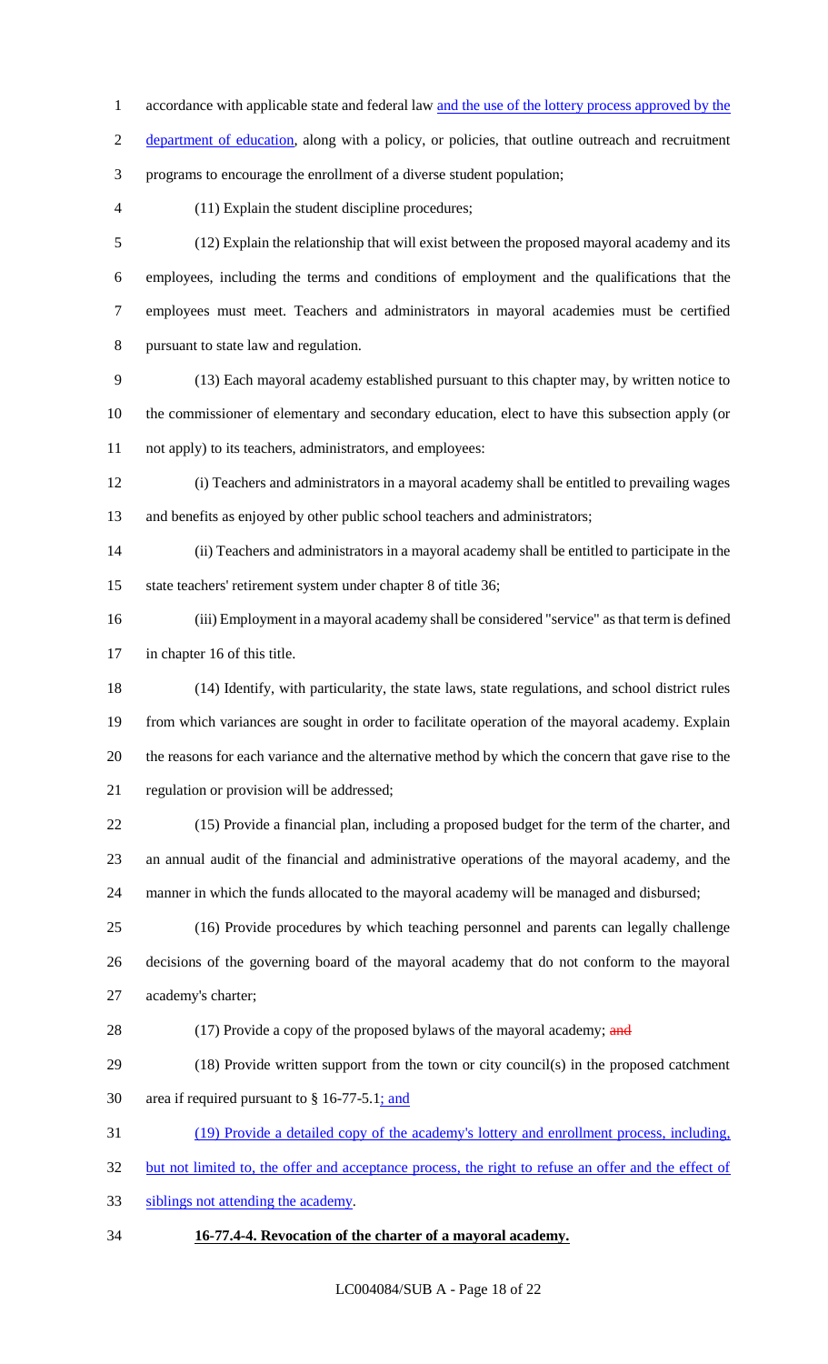accordance with applicable state and federal law and the use of the lottery process approved by the department of education, along with a policy, or policies, that outline outreach and recruitment programs to encourage the enrollment of a diverse student population;

(11) Explain the student discipline procedures;

(12) Explain the relationship that will exist between the proposed mayoral academy and its employees, including the terms and conditions of employment and the qualifications that the employees must meet. Teachers and administrators in mayoral academies must be certified pursuant to state law and regulation.

(13) Each mayoral academy established pursuant to this chapter may, by written notice to the commissioner of elementary and secondary education, elect to have this subsection apply (or not apply) to its teachers, administrators, and employees:

(i) Teachers and administrators in a mayoral academy shall be entitled to prevailing wages and benefits as enjoyed by other public school teachers and administrators;

(ii) Teachers and administrators in a mayoral academy shall be entitled to participate in the state teachers' retirement system under chapter 8 of title 36;

(iii) Employment in a mayoral academy shall be considered "service" as that term is defined in chapter 16 of this title.

(14) Identify, with particularity, the state laws, state regulations, and school district rules from which variances are sought in order to facilitate operation of the mayoral academy. Explain the reasons for each variance and the alternative method by which the concern that gave rise to the regulation or provision will be addressed;

(15) Provide a financial plan, including a proposed budget for the term of the charter, and an annual audit of the financial and administrative operations of the mayoral academy, and the manner in which the funds allocated to the mayoral academy will be managed and disbursed;

(16) Provide procedures by which teaching personnel and parents can legally challenge decisions of the governing board of the mayoral academy that do not conform to the mayoral academy's charter;

(17) Provide a copy of the proposed bylaws of the mayoral academy; ~~and~~

(18) Provide written support from the town or city council(s) in the proposed catchment area if required pursuant to § 16-77-5.1; and

(19) Provide a detailed copy of the academy's lottery and enrollment process, including, but not limited to, the offer and acceptance process, the right to refuse an offer and the effect of siblings not attending the academy.

**16-77.4-4. Revocation of the charter of a mayoral academy.**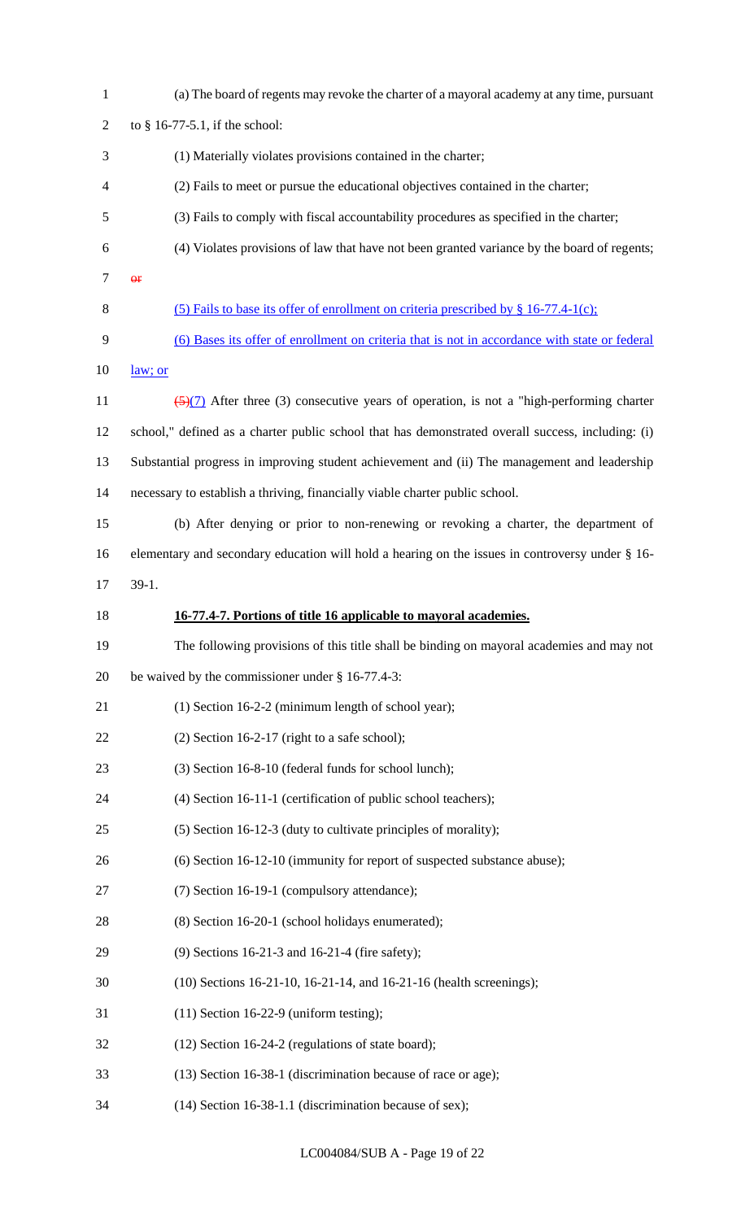(a) The board of regents may revoke the charter of a mayoral academy at any time, pursuant to § 16-77-5.1, if the school:

(1) Materially violates provisions contained in the charter;

(2) Fails to meet or pursue the educational objectives contained in the charter;

(3) Fails to comply with fiscal accountability procedures as specified in the charter;

(4) Violates provisions of law that have not been granted variance by the board of regents; ~~or~~

<u>(5) Fails to base its offer of enrollment on criteria prescribed by § 16-77.4-1(c);</u>

<u>(6) Bases its offer of enrollment on criteria that is not in accordance with state or federal law; or</u>

~~(5)~~<u>(7)</u> After three (3) consecutive years of operation, is not a "high-performing charter school," defined as a charter public school that has demonstrated overall success, including: (i) Substantial progress in improving student achievement and (ii) The management and leadership necessary to establish a thriving, financially viable charter public school.

(b) After denying or prior to non-renewing or revoking a charter, the department of elementary and secondary education will hold a hearing on the issues in controversy under § 16-39-1.

**<u>16-77.4-7. Portions of title 16 applicable to mayoral academies.</u>**

The following provisions of this title shall be binding on mayoral academies and may not be waived by the commissioner under § 16-77.4-3:

(1) Section 16-2-2 (minimum length of school year);

(2) Section 16-2-17 (right to a safe school);

(3) Section 16-8-10 (federal funds for school lunch);

(4) Section 16-11-1 (certification of public school teachers);

(5) Section 16-12-3 (duty to cultivate principles of morality);

(6) Section 16-12-10 (immunity for report of suspected substance abuse);

(7) Section 16-19-1 (compulsory attendance);

(8) Section 16-20-1 (school holidays enumerated);

(9) Sections 16-21-3 and 16-21-4 (fire safety);

(10) Sections 16-21-10, 16-21-14, and 16-21-16 (health screenings);

(11) Section 16-22-9 (uniform testing);

(12) Section 16-24-2 (regulations of state board);

(13) Section 16-38-1 (discrimination because of race or age);

(14) Section 16-38-1.1 (discrimination because of sex);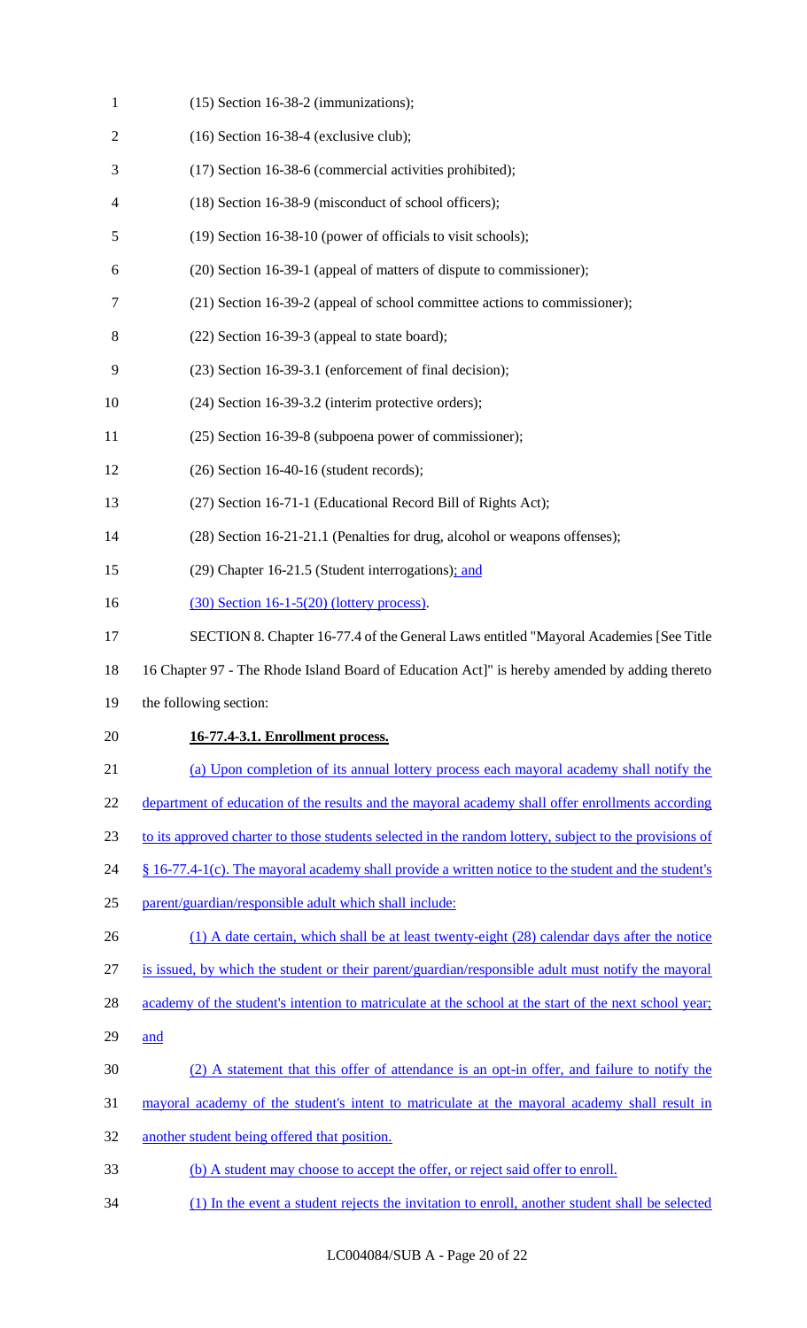(15) Section 16-38-2 (immunizations);

(16) Section 16-38-4 (exclusive club);

(17) Section 16-38-6 (commercial activities prohibited);

(18) Section 16-38-9 (misconduct of school officers);

(19) Section 16-38-10 (power of officials to visit schools);

(20) Section 16-39-1 (appeal of matters of dispute to commissioner);

(21) Section 16-39-2 (appeal of school committee actions to commissioner);

(22) Section 16-39-3 (appeal to state board);

(23) Section 16-39-3.1 (enforcement of final decision);

(24) Section 16-39-3.2 (interim protective orders);

(25) Section 16-39-8 (subpoena power of commissioner);

(26) Section 16-40-16 (student records);

(27) Section 16-71-1 (Educational Record Bill of Rights Act);

(28) Section 16-21-21.1 (Penalties for drug, alcohol or weapons offenses);

(29) Chapter 16-21.5 (Student interrogations); and

(30) Section 16-1-5(20) (lottery process).

SECTION 8. Chapter 16-77.4 of the General Laws entitled "Mayoral Academies [See Title 16 Chapter 97 - The Rhode Island Board of Education Act]" is hereby amended by adding thereto the following section:

**16-77.4-3.1. Enrollment process.**

(a) Upon completion of its annual lottery process each mayoral academy shall notify the department of education of the results and the mayoral academy shall offer enrollments according to its approved charter to those students selected in the random lottery, subject to the provisions of § 16-77.4-1(c). The mayoral academy shall provide a written notice to the student and the student's parent/guardian/responsible adult which shall include:

(1) A date certain, which shall be at least twenty-eight (28) calendar days after the notice is issued, by which the student or their parent/guardian/responsible adult must notify the mayoral academy of the student's intention to matriculate at the school at the start of the next school year; and

(2) A statement that this offer of attendance is an opt-in offer, and failure to notify the mayoral academy of the student's intent to matriculate at the mayoral academy shall result in another student being offered that position.

(b) A student may choose to accept the offer, or reject said offer to enroll.

(1) In the event a student rejects the invitation to enroll, another student shall be selected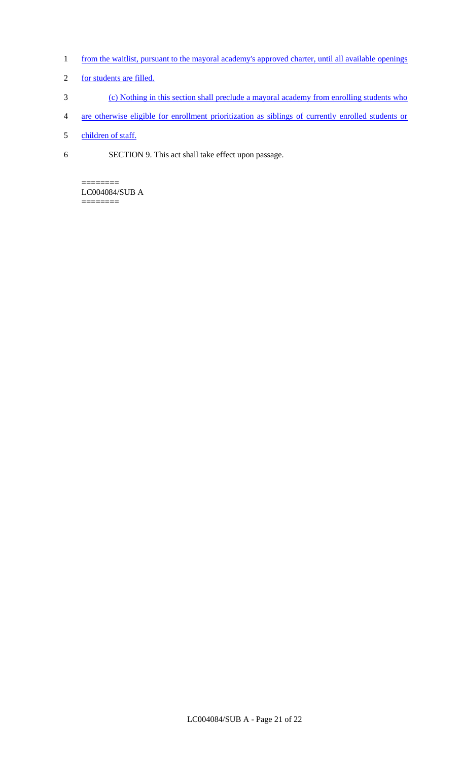from the waitlist, pursuant to the mayoral academy's approved charter, until all available openings for students are filled.

(c) Nothing in this section shall preclude a mayoral academy from enrolling students who are otherwise eligible for enrollment prioritization as siblings of currently enrolled students or children of staff.

SECTION 9. This act shall take effect upon passage.

========
LC004084/SUB A
========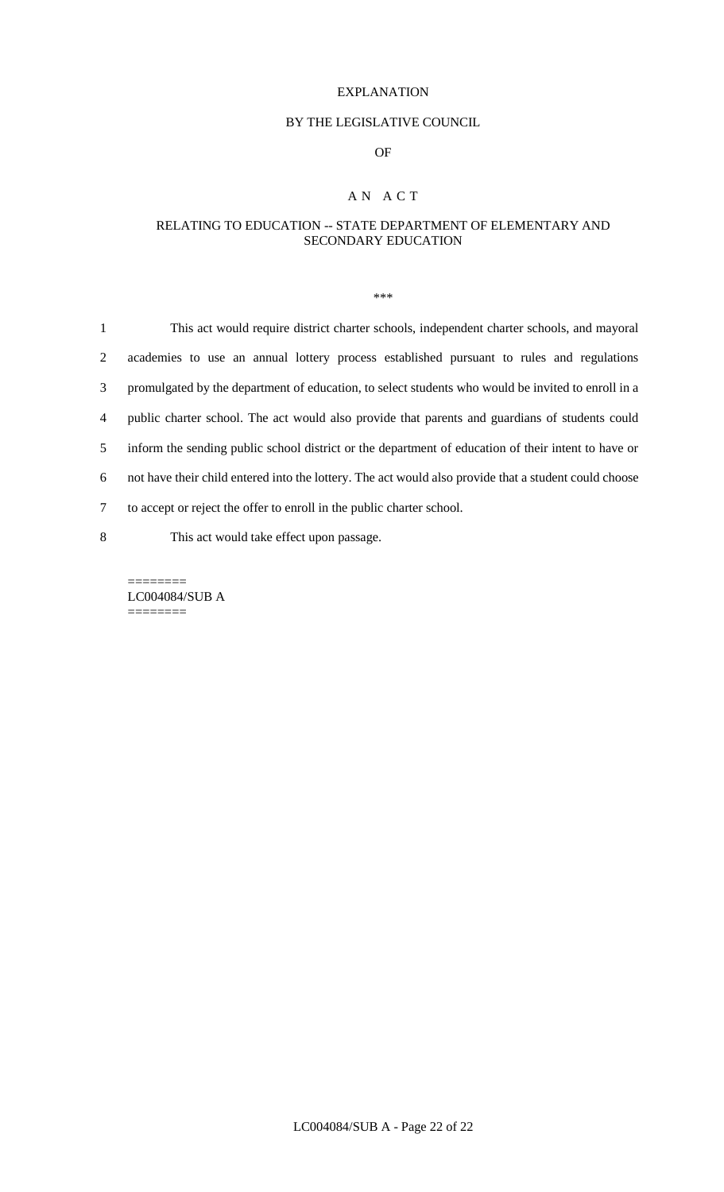EXPLANATION

BY THE LEGISLATIVE COUNCIL

OF

# A N A C T

RELATING TO EDUCATION -- STATE DEPARTMENT OF ELEMENTARY AND SECONDARY EDUCATION

\*\*\*

This act would require district charter schools, independent charter schools, and mayoral academies to use an annual lottery process established pursuant to rules and regulations promulgated by the department of education, to select students who would be invited to enroll in a public charter school. The act would also provide that parents and guardians of students could inform the sending public school district or the department of education of their intent to have or not have their child entered into the lottery. The act would also provide that a student could choose to accept or reject the offer to enroll in the public charter school.

This act would take effect upon passage.

========
LC004084/SUB A
========